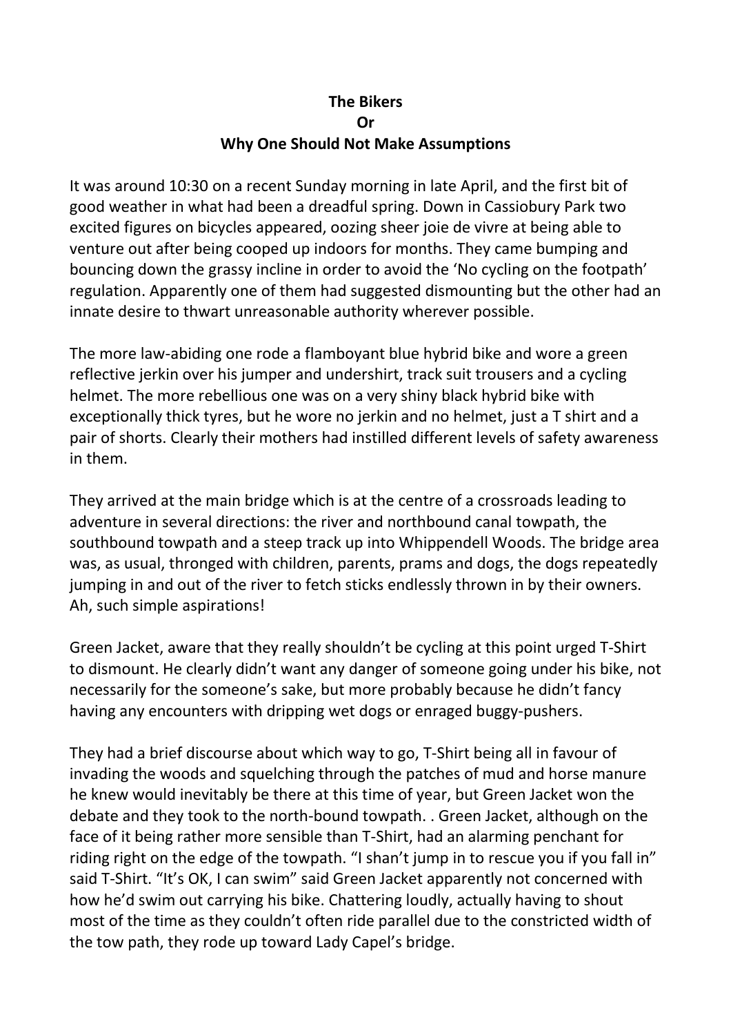**The Bikers**
**Or**
**Why One Should Not Make Assumptions**

It was around 10:30 on a recent Sunday morning in late April, and the first bit of good weather in what had been a dreadful spring. Down in Cassiobury Park two excited figures on bicycles appeared, oozing sheer joie de vivre at being able to venture out after being cooped up indoors for months. They came bumping and bouncing down the grassy incline in order to avoid the 'No cycling on the footpath' regulation. Apparently one of them had suggested dismounting but the other had an innate desire to thwart unreasonable authority wherever possible.

The more law-abiding one rode a flamboyant blue hybrid bike and wore a green reflective jerkin over his jumper and undershirt, track suit trousers and a cycling helmet. The more rebellious one was on a very shiny black hybrid bike with exceptionally thick tyres, but he wore no jerkin and no helmet, just a T shirt and a pair of shorts. Clearly their mothers had instilled different levels of safety awareness in them.

They arrived at the main bridge which is at the centre of a crossroads leading to adventure in several directions: the river and northbound canal towpath, the southbound towpath and a steep track up into Whippendell Woods. The bridge area was, as usual, thronged with children, parents, prams and dogs, the dogs repeatedly jumping in and out of the river to fetch sticks endlessly thrown in by their owners. Ah, such simple aspirations!

Green Jacket, aware that they really shouldn't be cycling at this point urged T-Shirt to dismount. He clearly didn't want any danger of someone going under his bike, not necessarily for the someone's sake, but more probably because he didn't fancy having any encounters with dripping wet dogs or enraged buggy-pushers.

They had a brief discourse about which way to go, T-Shirt being all in favour of invading the woods and squelching through the patches of mud and horse manure he knew would inevitably be there at this time of year, but Green Jacket won the debate and they took to the north-bound towpath. . Green Jacket, although on the face of it being rather more sensible than T-Shirt, had an alarming penchant for riding right on the edge of the towpath. "I shan't jump in to rescue you if you fall in" said T-Shirt. "It's OK, I can swim" said Green Jacket apparently not concerned with how he'd swim out carrying his bike. Chattering loudly, actually having to shout most of the time as they couldn't often ride parallel due to the constricted width of the tow path, they rode up toward Lady Capel's bridge.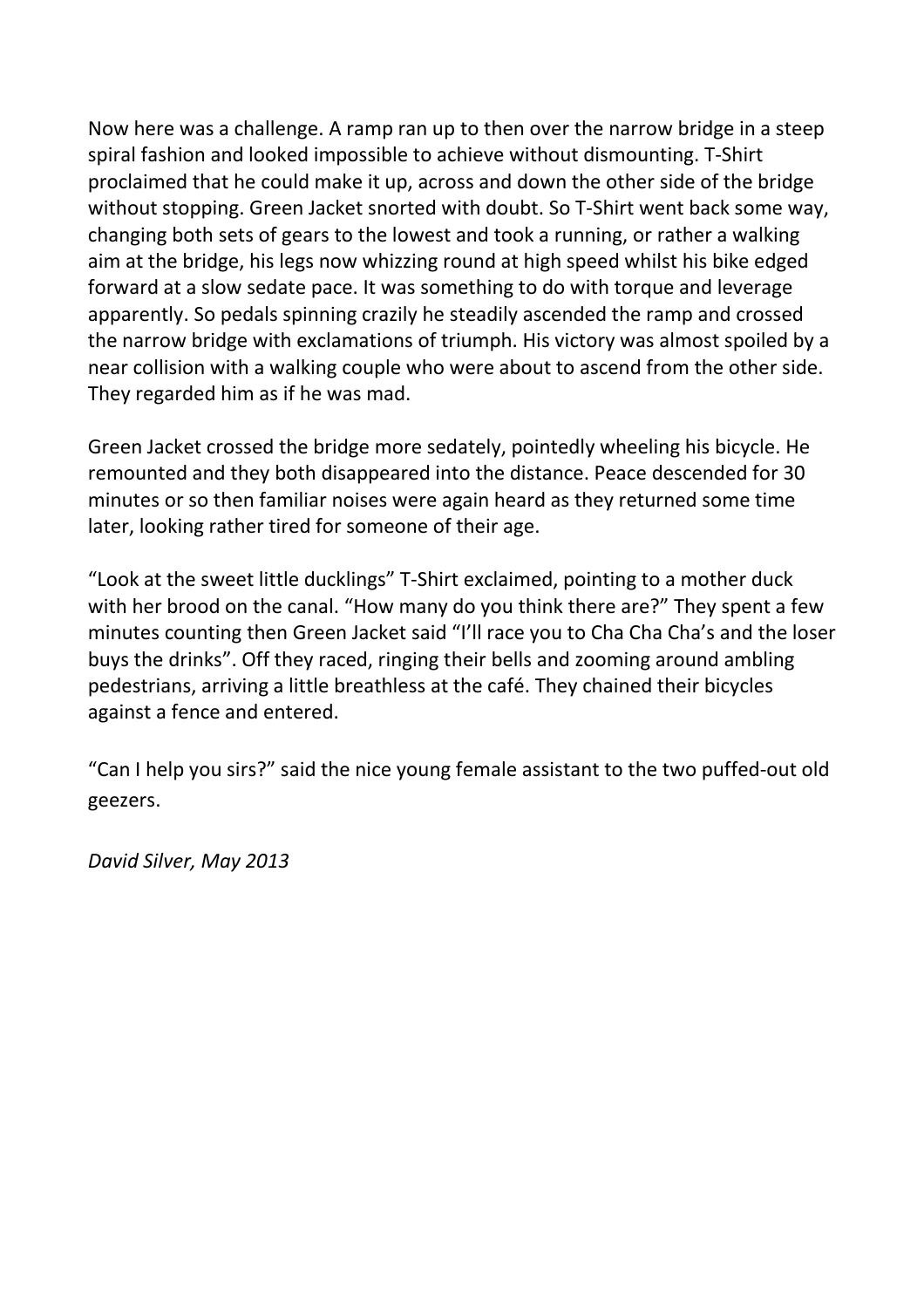Now here was a challenge. A ramp ran up to then over the narrow bridge in a steep spiral fashion and looked impossible to achieve without dismounting. T-Shirt proclaimed that he could make it up, across and down the other side of the bridge without stopping. Green Jacket snorted with doubt. So T-Shirt went back some way, changing both sets of gears to the lowest and took a running, or rather a walking aim at the bridge, his legs now whizzing round at high speed whilst his bike edged forward at a slow sedate pace. It was something to do with torque and leverage apparently. So pedals spinning crazily he steadily ascended the ramp and crossed the narrow bridge with exclamations of triumph. His victory was almost spoiled by a near collision with a walking couple who were about to ascend from the other side. They regarded him as if he was mad.

Green Jacket crossed the bridge more sedately, pointedly wheeling his bicycle. He remounted and they both disappeared into the distance. Peace descended for 30 minutes or so then familiar noises were again heard as they returned some time later, looking rather tired for someone of their age.

"Look at the sweet little ducklings" T-Shirt exclaimed, pointing to a mother duck with her brood on the canal. "How many do you think there are?" They spent a few minutes counting then Green Jacket said "I'll race you to Cha Cha Cha's and the loser buys the drinks". Off they raced, ringing their bells and zooming around ambling pedestrians, arriving a little breathless at the café. They chained their bicycles against a fence and entered.

"Can I help you sirs?" said the nice young female assistant to the two puffed-out old geezers.

*David Silver, May 2013*